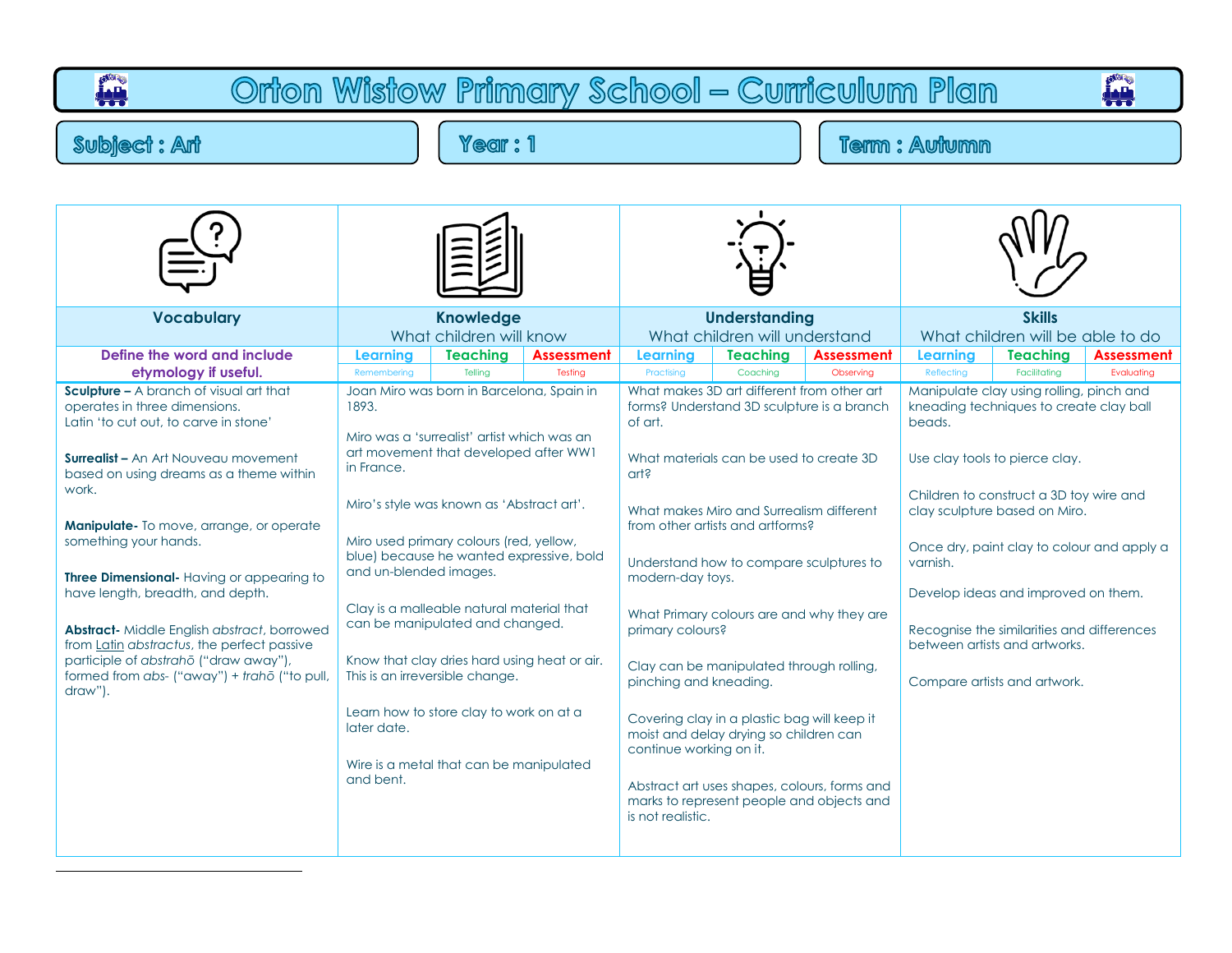# Orton Wistow Primary School – Curriculum Plan

**Subject : Art** | **Year : 1** | **Term : Autumn**

| Vocabulary | Knowledge<br>What children will know | Understanding<br>What children will understand | Skills<br>What children will be able to do |
|---|---|---|---|
| **Define the word and include etymology if useful.** | Learning (Remembering) / Teaching (Telling) / Assessment (Testing) | Learning (Practising) / Teaching (Coaching) / Assessment (Observing) | Learning (Reflecting) / Teaching (Facilitating) / Assessment (Evaluating) |
| **Sculpture –** A branch of visual art that operates in three dimensions.<br>Latin 'to cut out, to carve in stone'<br><br>**Surrealist –** An Art Nouveau movement based on using dreams as a theme within work.<br><br>**Manipulate-** To move, arrange, or operate something your hands.<br><br>**Three Dimensional-** Having or appearing to have length, breadth, and depth.<br><br>**Abstract-** Middle English *abstract*, borrowed from Latin *abstractus*, the perfect passive participle of *abstrahō* ("draw away"), formed from *abs-* ("away") + *trahō* ("to pull, draw"). | Joan Miro was born in Barcelona, Spain in 1893.<br><br>Miro was a 'surrealist' artist which was an art movement that developed after WW1 in France.<br><br>Miro's style was known as 'Abstract art'.<br><br>Miro used primary colours (red, yellow, blue) because he wanted expressive, bold and un-blended images.<br><br>Clay is a malleable natural material that can be manipulated and changed.<br><br>Know that clay dries hard using heat or air. This is an irreversible change.<br><br>Learn how to store clay to work on at a later date.<br><br>Wire is a metal that can be manipulated and bent. | What makes 3D art different from other art forms? Understand 3D sculpture is a branch of art.<br><br>What materials can be used to create 3D art?<br><br>What makes Miro and Surrealism different from other artists and artforms?<br><br>Understand how to compare sculptures to modern-day toys.<br><br>What Primary colours are and why they are primary colours?<br><br>Clay can be manipulated through rolling, pinching and kneading.<br><br>Covering clay in a plastic bag will keep it moist and delay drying so children can continue working on it.<br><br>Abstract art uses shapes, colours, forms and marks to represent people and objects and is not realistic. | Manipulate clay using rolling, pinch and kneading techniques to create clay ball beads.<br><br>Use clay tools to pierce clay.<br><br>Children to construct a 3D toy wire and clay sculpture based on Miro.<br><br>Once dry, paint clay to colour and apply a varnish.<br><br>Develop ideas and improved on them.<br><br>Recognise the similarities and differences between artists and artworks.<br><br>Compare artists and artwork. |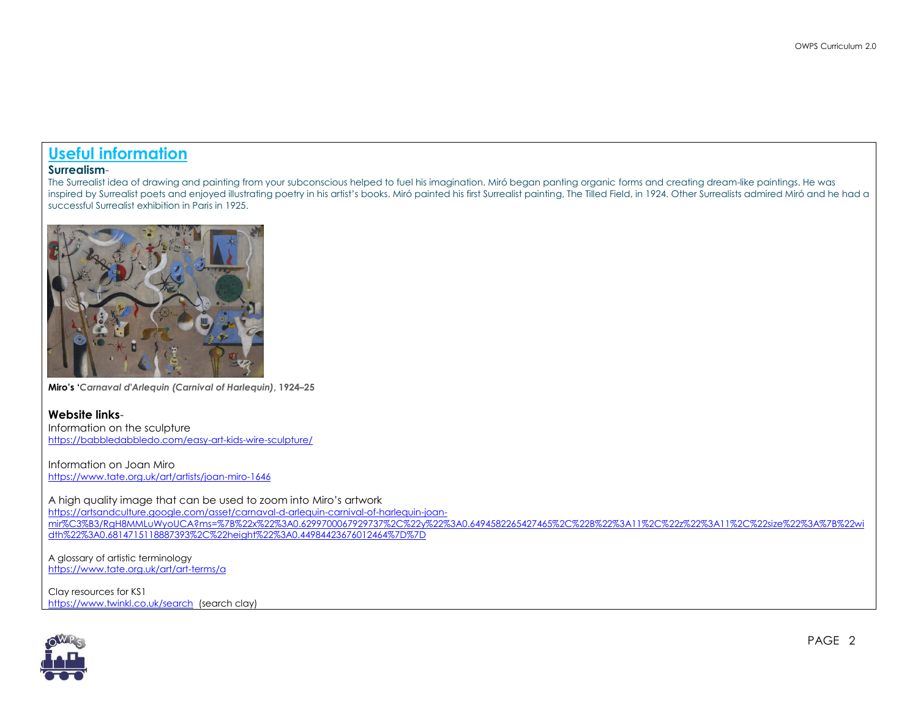## Useful information

**Surrealism**-

The Surrealist idea of drawing and painting from your subconscious helped to fuel his imagination. Miró began panting organic forms and creating dream-like paintings. He was inspired by Surrealist poets and enjoyed illustrating poetry in his artist's books. Miró painted his first Surrealist painting, The Tilled Field, in 1924. Other Surrealists admired Miró and he had a successful Surrealist exhibition in Paris in 1925.

**Miro's '*Carnaval d'Arlequin (Carnival of Harlequin)*, 1924–25**

**Website links**-

Information on the sculpture
https://babbledabbledo.com/easy-art-kids-wire-sculpture/

Information on Joan Miro
https://www.tate.org.uk/art/artists/joan-miro-1646

A high quality image that can be used to zoom into Miro's artwork
https://artsandculture.google.com/asset/carnaval-d-arlequin-carnival-of-harlequin-joan-mir%C3%B3/RgH8MMLuWyoUCA?ms=%7B%22x%22%3A0.6299700067929737%2C%22y%22%3A0.6494582265427465%2C%22B%22%3A11%2C%22z%22%3A11%2C%22size%22%3A%7B%22width%22%3A0.6814715118887393%2C%22height%22%3A0.44984423676012464%7D%7D

A glossary of artistic terminology
https://www.tate.org.uk/art/art-terms/a

Clay resources for KS1
https://www.twinkl.co.uk/search (search clay)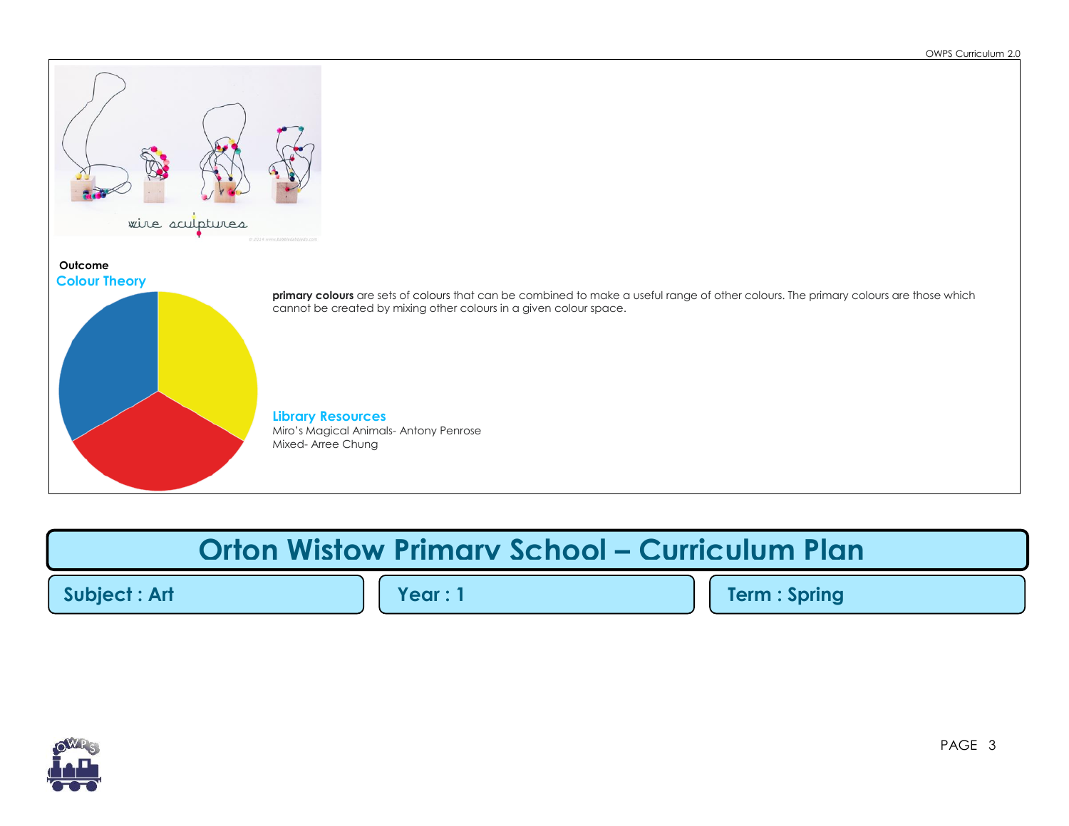wire sculptures

**Outcome**

### Colour Theory

**primary colours** are sets of colours that can be combined to make a useful range of other colours. The primary colours are those which cannot be created by mixing other colours in a given colour space.

### Library Resources

Miro's Magical Animals- Antony Penrose
Mixed- Arree Chung

# Orton Wistow Primary School – Curriculum Plan

**Subject : Art** | **Year : 1** | **Term : Spring**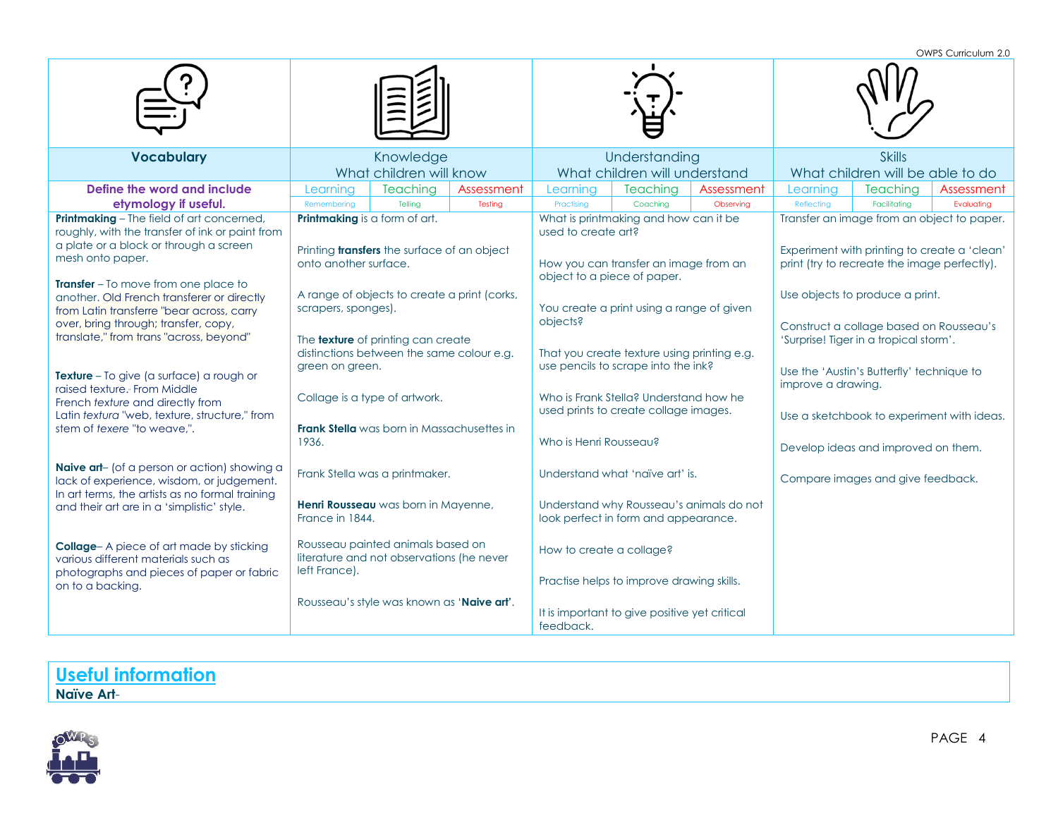| Vocabulary | Knowledge | | | Understanding | | | Skills | | |
|---|---|---|---|---|---|---|---|---|---|
| | What children will know | | | What children will understand | | | What children will be able to do | | |
| Define the word and include etymology if useful. | Learning | Teaching | Assessment | Learning | Teaching | Assessment | Learning | Teaching | Assessment |
| | Remembering | Telling | Testing | Practising | Coaching | Observing | Reflecting | Facilitating | Evaluating |
| **Printmaking** – The field of art concerned, roughly, with the transfer of ink or paint from a plate or a block or through a screen mesh onto paper.<br><br>**Transfer** – To move from one place to another. Old French transferer or directly from Latin transferre "bear across, carry over, bring through; transfer, copy, translate," from trans "across, beyond"<br><br>**Texture** – To give (a surface) a rough or raised texture. From Middle French *texture* and directly from Latin *textura* "web, texture, structure," from stem of *texere* "to weave,".<br><br>**Naive art**– (of a person or action) showing a lack of experience, wisdom, or judgement. In art terms, the artists as no formal training and their art are in a 'simplistic' style.<br><br>**Collage**– A piece of art made by sticking various different materials such as photographs and pieces of paper or fabric on to a backing. | **Printmaking** is a form of art.<br><br>Printing **transfers** the surface of an object onto another surface.<br><br>A range of objects to create a print (corks, scrapers, sponges).<br><br>The **texture** of printing can create distinctions between the same colour e.g. green on green.<br><br>Collage is a type of artwork.<br><br>**Frank Stella** was born in Massachusettes in 1936.<br><br>Frank Stella was a printmaker.<br><br>**Henri Rousseau** was born in Mayenne, France in 1844.<br><br>Rousseau painted animals based on literature and not observations (he never left France).<br><br>Rousseau's style was known as '**Naive art**'. | | | What is printmaking and how can it be used to create art?<br><br>How you can transfer an image from an object to a piece of paper.<br><br>You create a print using a range of given objects?<br><br>That you create texture using printing e.g. use pencils to scrape into the ink?<br><br>Who is Frank Stella? Understand how he used prints to create collage images.<br><br>Who is Henri Rousseau?<br><br>Understand what 'naïve art' is.<br><br>Understand why Rousseau's animals do not look perfect in form and appearance.<br><br>How to create a collage?<br><br>Practise helps to improve drawing skills.<br><br>It is important to give positive yet critical feedback. | | | Transfer an image from an object to paper.<br><br>Experiment with printing to create a 'clean' print (try to recreate the image perfectly).<br><br>Use objects to produce a print.<br><br>Construct a collage based on Rousseau's 'Surprise! Tiger in a tropical storm'.<br><br>Use the 'Austin's Butterfly' technique to improve a drawing.<br><br>Use a sketchbook to experiment with ideas.<br><br>Develop ideas and improved on them.<br><br>Compare images and give feedback. | | |

## Useful information

**Naïve Art**-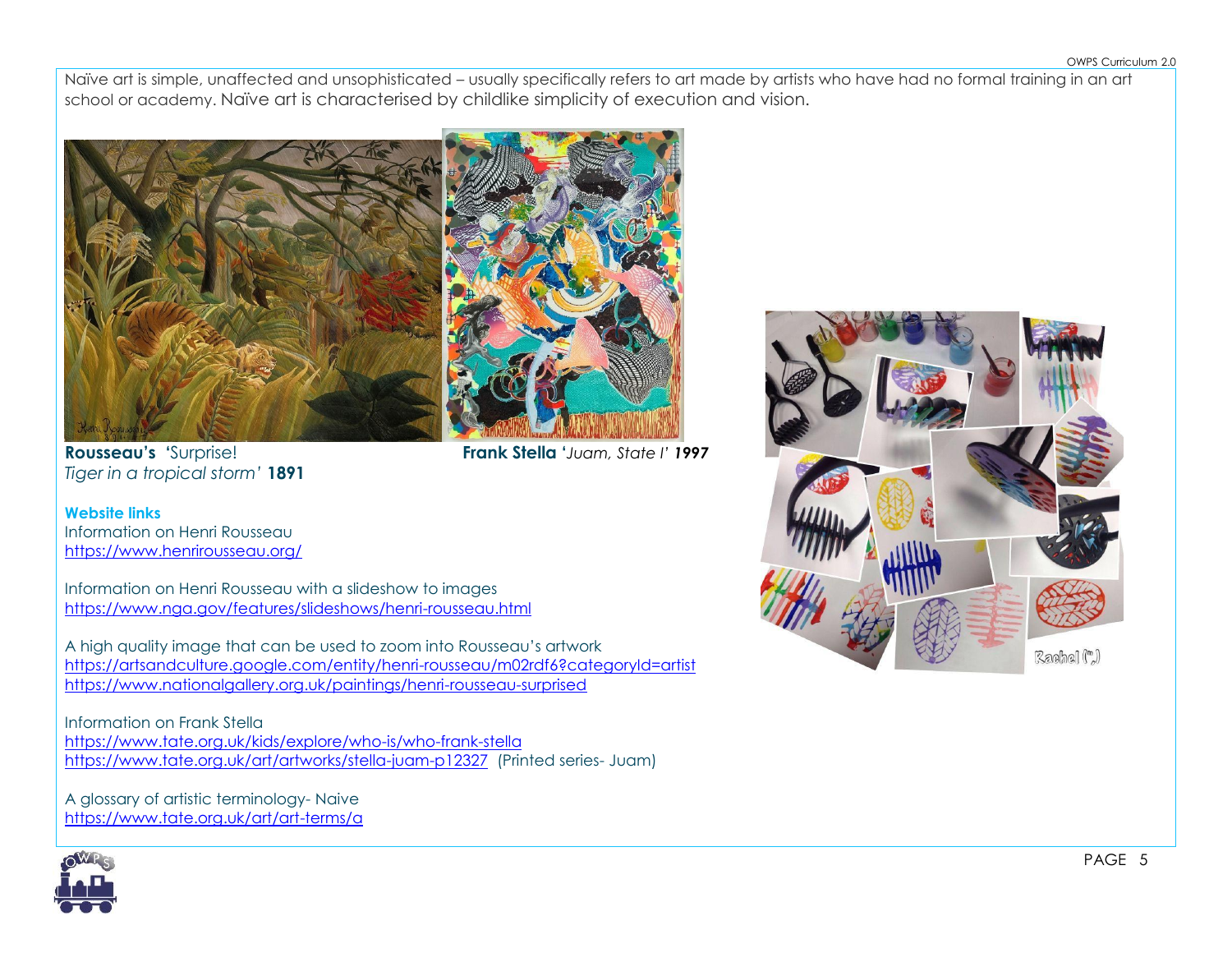Naïve art is simple, unaffected and unsophisticated – usually specifically refers to art made by artists who have had no formal training in an art school or academy. Naïve art is characterised by childlike simplicity of execution and vision.

**Rousseau's** 'Surprise! *Tiger in a tropical storm'* **1891**

**Frank Stella** '*Juam, State I'* ***1997***

**Website links**

Information on Henri Rousseau
https://www.henrirousseau.org/

Information on Henri Rousseau with a slideshow to images
https://www.nga.gov/features/slideshows/henri-rousseau.html

A high quality image that can be used to zoom into Rousseau's artwork
https://artsandculture.google.com/entity/henri-rousseau/m02rdf6?categoryId=artist
https://www.nationalgallery.org.uk/paintings/henri-rousseau-surprised

Information on Frank Stella
https://www.tate.org.uk/kids/explore/who-is/who-frank-stella
https://www.tate.org.uk/art/artworks/stella-juam-p12327 (Printed series- Juam)

A glossary of artistic terminology- Naive
https://www.tate.org.uk/art/art-terms/a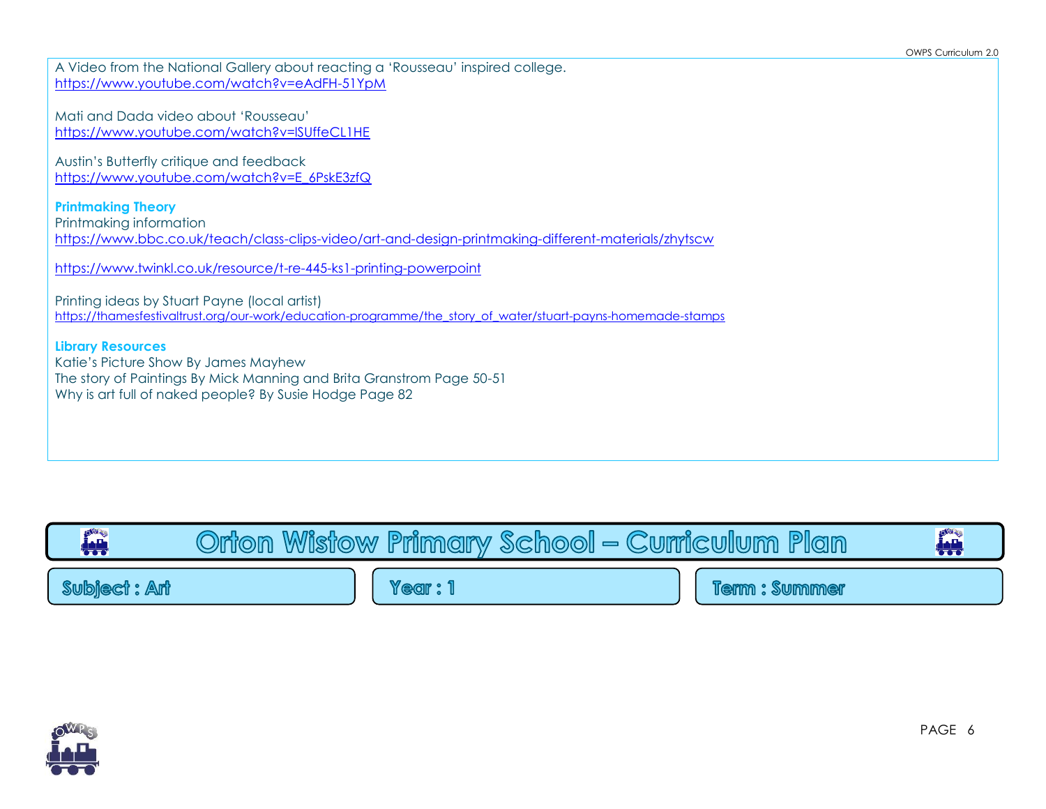A Video from the National Gallery about reacting a 'Rousseau' inspired college.
https://www.youtube.com/watch?v=eAdFH-51YpM

Mati and Dada video about 'Rousseau'
https://www.youtube.com/watch?v=lSUffeCL1HE

Austin's Butterfly critique and feedback
https://www.youtube.com/watch?v=E_6PskE3zfQ

**Printmaking Theory**

Printmaking information
https://www.bbc.co.uk/teach/class-clips-video/art-and-design-printmaking-different-materials/zhytscw

https://www.twinkl.co.uk/resource/t-re-445-ks1-printing-powerpoint

Printing ideas by Stuart Payne (local artist)
https://thamesfestivaltrust.org/our-work/education-programme/the_story_of_water/stuart-payns-homemade-stamps

**Library Resources**

Katie's Picture Show By James Mayhew
The story of Paintings By Mick Manning and Brita Granstrom Page 50-51
Why is art full of naked people? By Susie Hodge Page 82

# Orton Wistow Primary School – Curriculum Plan

| Subject : Art | Year : 1 | Term : Summer |
| --- | --- | --- |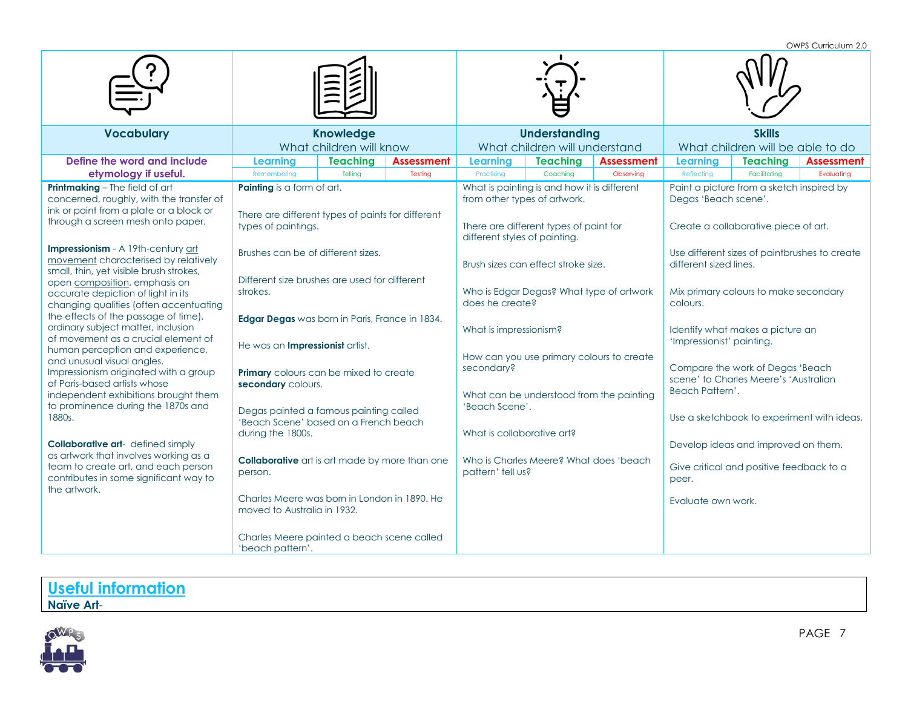| Vocabulary | Knowledge | | | Understanding | | | Skills | | |
|---|---|---|---|---|---|---|---|---|---|
| | What children will know | | | What children will understand | | | What children will be able to do | | |
| Define the word and include etymology if useful. | Learning | Teaching | Assessment | Learning | Teaching | Assessment | Learning | Teaching | Assessment |
| | Remembering | Telling | Testing | Practising | Coaching | Observing | Reflecting | Facilitating | Evaluating |
| **Printmaking** – The field of art concerned, roughly, with the transfer of ink or paint from a plate or a block or through a screen mesh onto paper.<br><br>**Impressionism** - A 19th-century art movement characterised by relatively small, thin, yet visible brush strokes, open composition, emphasis on accurate depiction of light in its changing qualities (often accentuating the effects of the passage of time), ordinary subject matter, inclusion of movement as a crucial element of human perception and experience, and unusual visual angles. Impressionism originated with a group of Paris-based artists whose independent exhibitions brought them to prominence during the 1870s and 1880s.<br><br>**Collaborative art**- defined simply as artwork that involves working as a team to create art, and each person contributes in some significant way to the artwork. | **Painting** is a form of art.<br><br>There are different types of paints for different types of paintings.<br><br>Brushes can be of different sizes.<br><br>Different size brushes are used for different strokes.<br><br>**Edgar Degas** was born in Paris, France in 1834.<br><br>He was an **Impressionist** artist.<br><br>**Primary** colours can be mixed to create **secondary** colours.<br><br>Degas painted a famous painting called 'Beach Scene' based on a French beach during the 1800s.<br><br>**Collaborative** art is art made by more than one person.<br><br>Charles Meere was born in London in 1890. He moved to Australia in 1932.<br><br>Charles Meere painted a beach scene called 'beach pattern'. | | | What is painting is and how it is different from other types of artwork.<br><br>There are different types of paint for different styles of painting.<br><br>Brush sizes can effect stroke size.<br><br>Who is Edgar Degas? What type of artwork does he create?<br><br>What is impressionism?<br><br>How can you use primary colours to create secondary?<br><br>What can be understood from the painting 'Beach Scene'.<br><br>What is collaborative art?<br><br>Who is Charles Meere? What does 'beach pattern' tell us? | | | Paint a picture from a sketch inspired by Degas 'Beach scene'.<br><br>Create a collaborative piece of art.<br><br>Use different sizes of paintbrushes to create different sized lines.<br><br>Mix primary colours to make secondary colours.<br><br>Identify what makes a picture an 'Impressionist' painting.<br><br>Compare the work of Degas 'Beach scene' to Charles Meere's 'Australian Beach Pattern'.<br><br>Use a sketchbook to experiment with ideas.<br><br>Develop ideas and improved on them.<br><br>Give critical and positive feedback to a peer.<br><br>Evaluate own work. | | |

## Useful information

**Naïve Art**-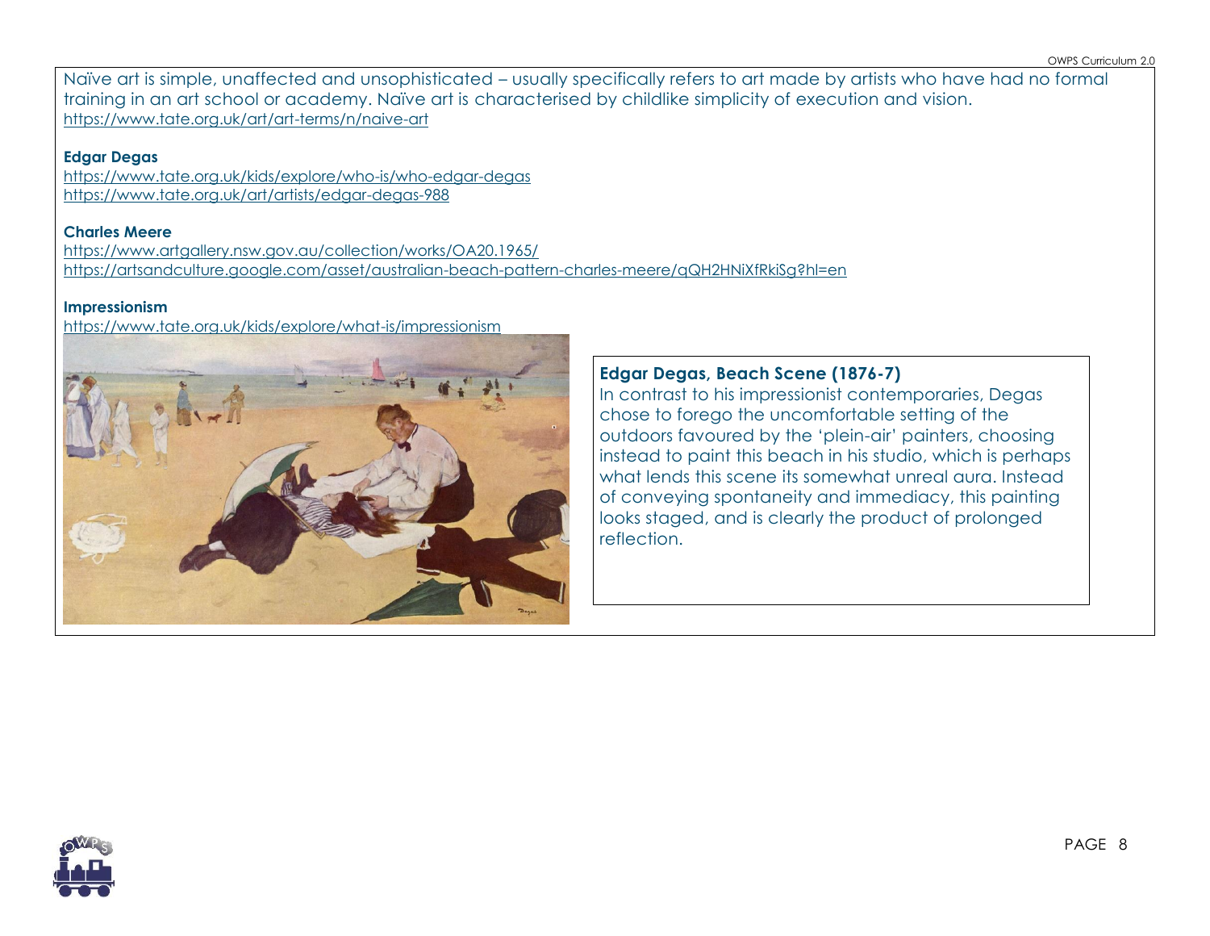Naïve art is simple, unaffected and unsophisticated – usually specifically refers to art made by artists who have had no formal training in an art school or academy. Naïve art is characterised by childlike simplicity of execution and vision.
https://www.tate.org.uk/art/art-terms/n/naive-art

**Edgar Degas**
https://www.tate.org.uk/kids/explore/who-is/who-edgar-degas
https://www.tate.org.uk/art/artists/edgar-degas-988

**Charles Meere**
https://www.artgallery.nsw.gov.au/collection/works/OA20.1965/
https://artsandculture.google.com/asset/australian-beach-pattern-charles-meere/qQH2HNiXfRkiSg?hl=en

**Impressionism**
https://www.tate.org.uk/kids/explore/what-is/impressionism

**Edgar Degas, Beach Scene (1876-7)**
In contrast to his impressionist contemporaries, Degas chose to forego the uncomfortable setting of the outdoors favoured by the 'plein-air' painters, choosing instead to paint this beach in his studio, which is perhaps what lends this scene its somewhat unreal aura. Instead of conveying spontaneity and immediacy, this painting looks staged, and is clearly the product of prolonged reflection.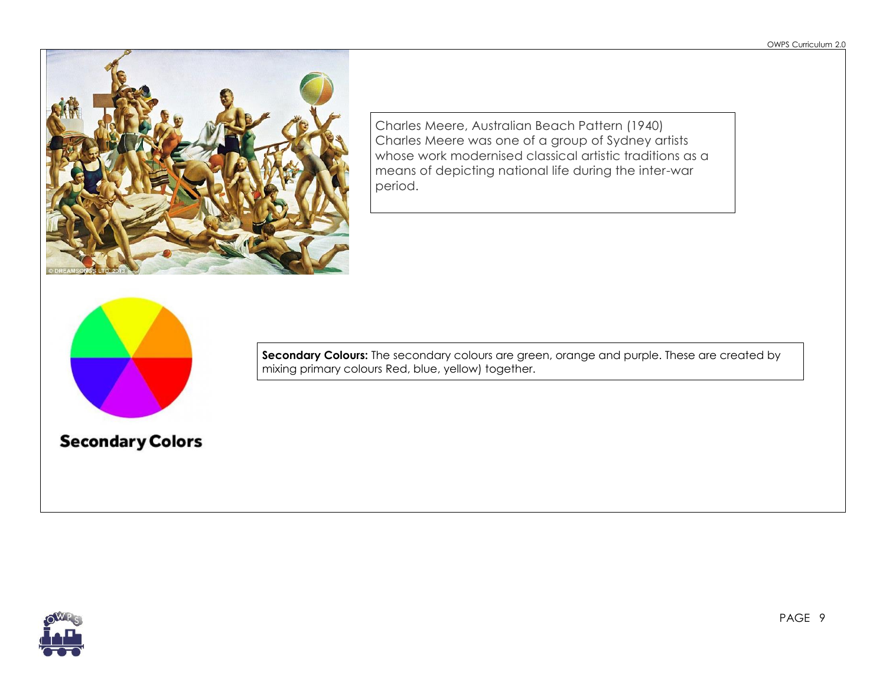Charles Meere, Australian Beach Pattern (1940)
Charles Meere was one of a group of Sydney artists whose work modernised classical artistic traditions as a means of depicting national life during the inter-war period.

**Secondary Colours:** The secondary colours are green, orange and purple. These are created by mixing primary colours Red, blue, yellow) together.

**Secondary Colors**